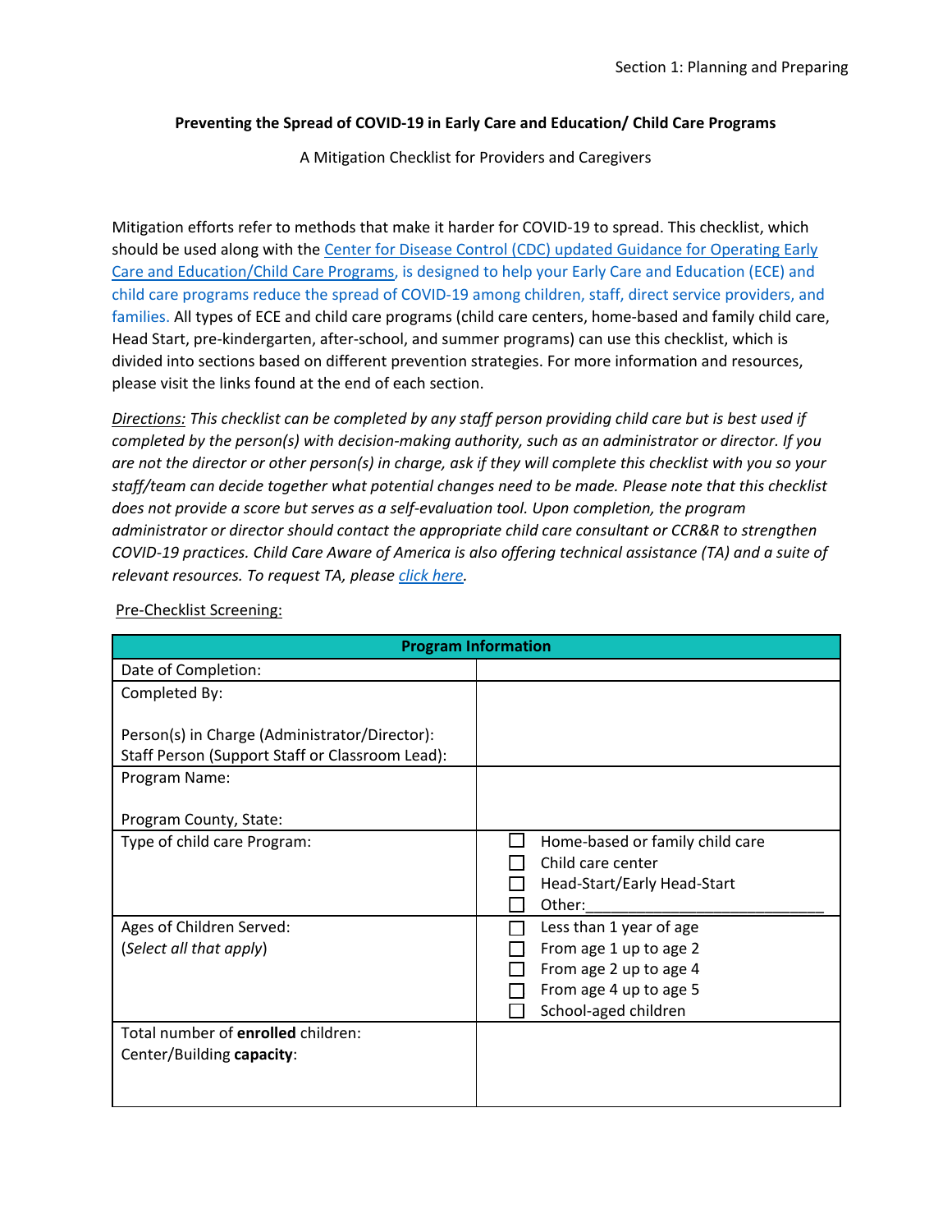**Preventing the Spread of COVID-19 in Early Care and Education/ Child Care Programs**

A Mitigation Checklist for Providers and Caregivers

Mitigation efforts refer to methods that make it harder for COVID-19 to spread. This checklist, which should be used along with the Center for Disease Control (CDC) updated Guidance for Operating Early Care and Education/Child Care Programs, is designed to help your Early Care and Education (ECE) and child care programs reduce the spread of COVID-19 among children, staff, direct service providers, and families. All types of ECE and child care programs (child care centers, home-based and family child care, Head Start, pre-kindergarten, after-school, and summer programs) can use this checklist, which is divided into sections based on different prevention strategies. For more information and resources, please visit the links found at the end of each section.

*Directions: This checklist can be completed by any staff person providing child care but is best used if completed by the person(s) with decision-making authority, such as an administrator or director. If you are not the director or other person(s) in charge, ask if they will complete this checklist with you so your staff/team can decide together what potential changes need to be made. Please note that this checklist does not provide a score but serves as a self-evaluation tool. Upon completion, the program administrator or director should contact the appropriate child care consultant or CCR&R to strengthen COVID-19 practices. Child Care Aware of America is also offering technical assistance (TA) and a suite of relevant resources. To request TA, please click here.*

Pre-Checklist Screening:

| **Program Information** | |
|---|---|
| Date of Completion: | |
| Completed By:<br><br>Person(s) in Charge (Administrator/Director):<br>Staff Person (Support Staff or Classroom Lead): | |
| Program Name:<br><br>Program County, State: | |
| Type of child care Program: | ☐ Home-based or family child care<br>☐ Child care center<br>☐ Head-Start/Early Head-Start<br>☐ Other:____________________________ |
| Ages of Children Served:<br>(*Select all that apply*) | ☐ Less than 1 year of age<br>☐ From age 1 up to age 2<br>☐ From age 2 up to age 4<br>☐ From age 4 up to age 5<br>☐ School-aged children |
| Total number of **enrolled** children:<br>Center/Building **capacity**: | |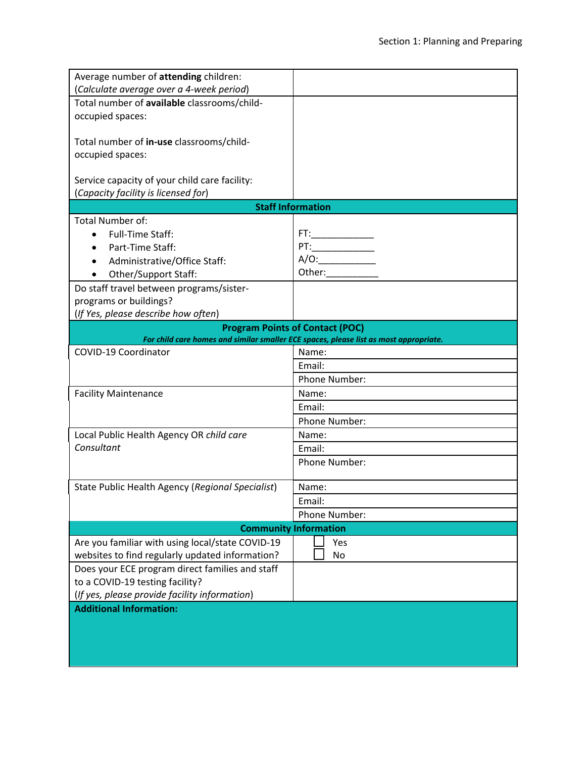| | |
|---|---|
| Average number of **attending** children: (*Calculate average over a 4-week period*) | |
| Total number of **available** classrooms/child-occupied spaces:<br><br>Total number of **in-use** classrooms/child-occupied spaces:<br><br>Service capacity of your child care facility: (*Capacity facility is licensed for*) | |
| **Staff Information** | |
| Total Number of:<br>• Full-Time Staff:<br>• Part-Time Staff:<br>• Administrative/Office Staff:<br>• Other/Support Staff: | FT:___________<br>PT:___________<br>A/O:___________<br>Other:__________ |
| Do staff travel between programs/sister-programs or buildings? (*If Yes, please describe how often*) | |
| **Program Points of Contact (POC)**<br>***For child care homes and similar smaller ECE spaces, please list as most appropriate.*** | |
| COVID-19 Coordinator | Name:<br>Email:<br>Phone Number: |
| Facility Maintenance | Name:<br>Email:<br>Phone Number: |
| Local Public Health Agency OR *child care Consultant* | Name:<br>Email:<br>Phone Number: |
| State Public Health Agency (*Regional Specialist*) | Name:<br>Email:<br>Phone Number: |
| **Community Information** | |
| Are you familiar with using local/state COVID-19 websites to find regularly updated information? | ☐ Yes<br>☐ No |
| Does your ECE program direct families and staff to a COVID-19 testing facility? (*If yes, please provide facility information*) | |
| **Additional Information:** | |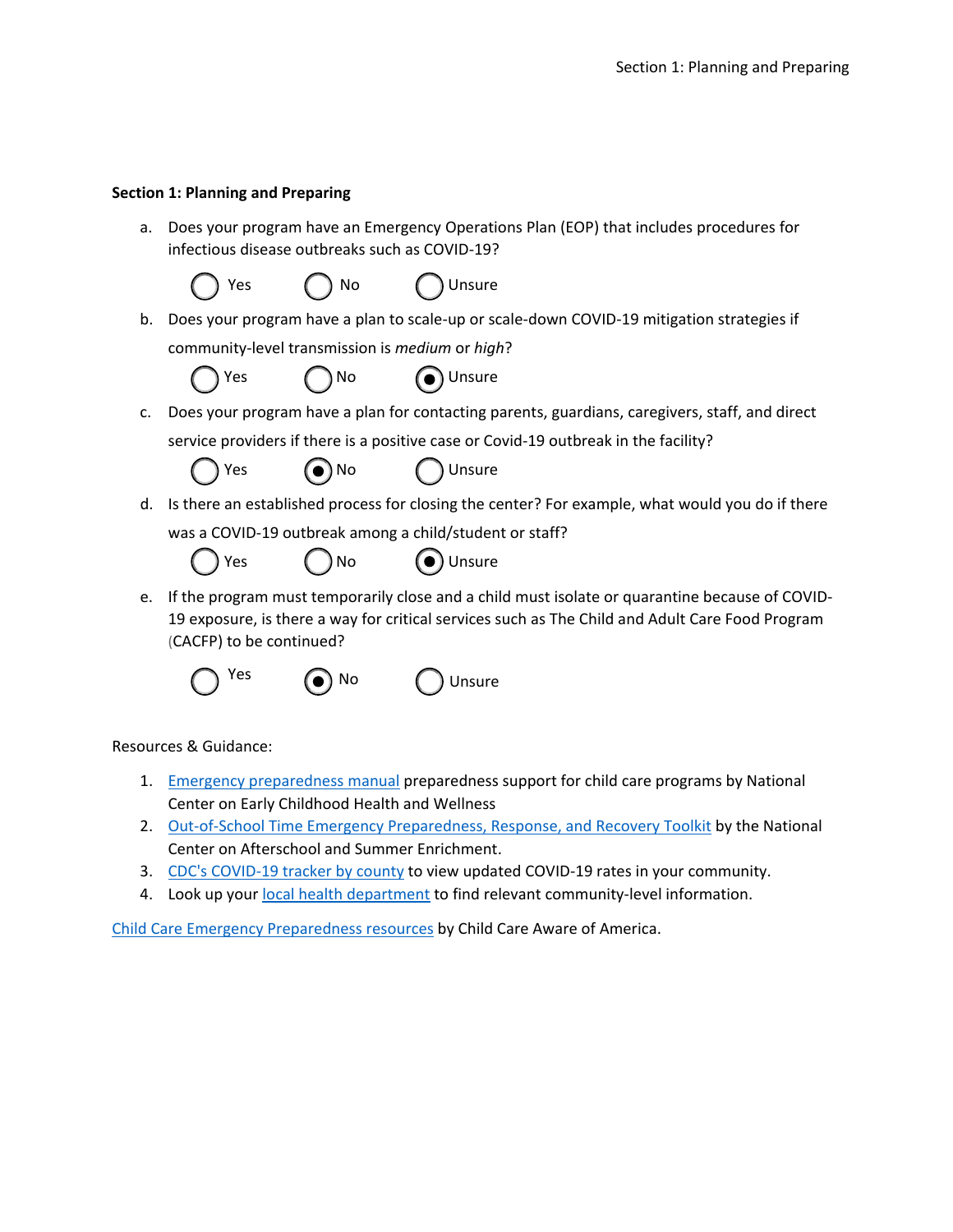## Section 1: Planning and Preparing

a. Does your program have an Emergency Operations Plan (EOP) that includes procedures for infectious disease outbreaks such as COVID-19?

○ Yes ○ No ○ Unsure

b. Does your program have a plan to scale-up or scale-down COVID-19 mitigation strategies if community-level transmission is *medium* or *high*?

○ Yes ○ No ◉ Unsure

c. Does your program have a plan for contacting parents, guardians, caregivers, staff, and direct service providers if there is a positive case or Covid-19 outbreak in the facility?

○ Yes ◉ No ○ Unsure

d. Is there an established process for closing the center? For example, what would you do if there was a COVID-19 outbreak among a child/student or staff?

○ Yes ○ No ◉ Unsure

e. If the program must temporarily close and a child must isolate or quarantine because of COVID-19 exposure, is there a way for critical services such as The Child and Adult Care Food Program (CACFP) to be continued?

○ Yes ◉ No ○ Unsure

Resources & Guidance:

1. Emergency preparedness manual preparedness support for child care programs by National Center on Early Childhood Health and Wellness
2. Out-of-School Time Emergency Preparedness, Response, and Recovery Toolkit by the National Center on Afterschool and Summer Enrichment.
3. CDC's COVID-19 tracker by county to view updated COVID-19 rates in your community.
4. Look up your local health department to find relevant community-level information.

Child Care Emergency Preparedness resources by Child Care Aware of America.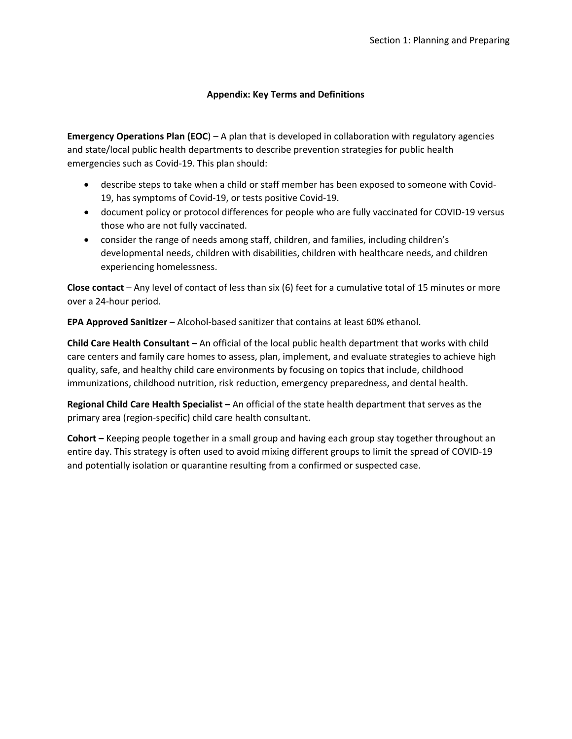## Appendix: Key Terms and Definitions

**Emergency Operations Plan (EOC**) – A plan that is developed in collaboration with regulatory agencies and state/local public health departments to describe prevention strategies for public health emergencies such as Covid-19. This plan should:

- describe steps to take when a child or staff member has been exposed to someone with Covid-19, has symptoms of Covid-19, or tests positive Covid-19.
- document policy or protocol differences for people who are fully vaccinated for COVID-19 versus those who are not fully vaccinated.
- consider the range of needs among staff, children, and families, including children's developmental needs, children with disabilities, children with healthcare needs, and children experiencing homelessness.

**Close contact** – Any level of contact of less than six (6) feet for a cumulative total of 15 minutes or more over a 24-hour period.

**EPA Approved Sanitizer** – Alcohol-based sanitizer that contains at least 60% ethanol.

**Child Care Health Consultant –** An official of the local public health department that works with child care centers and family care homes to assess, plan, implement, and evaluate strategies to achieve high quality, safe, and healthy child care environments by focusing on topics that include, childhood immunizations, childhood nutrition, risk reduction, emergency preparedness, and dental health.

**Regional Child Care Health Specialist –** An official of the state health department that serves as the primary area (region-specific) child care health consultant.

**Cohort –** Keeping people together in a small group and having each group stay together throughout an entire day. This strategy is often used to avoid mixing different groups to limit the spread of COVID-19 and potentially isolation or quarantine resulting from a confirmed or suspected case.